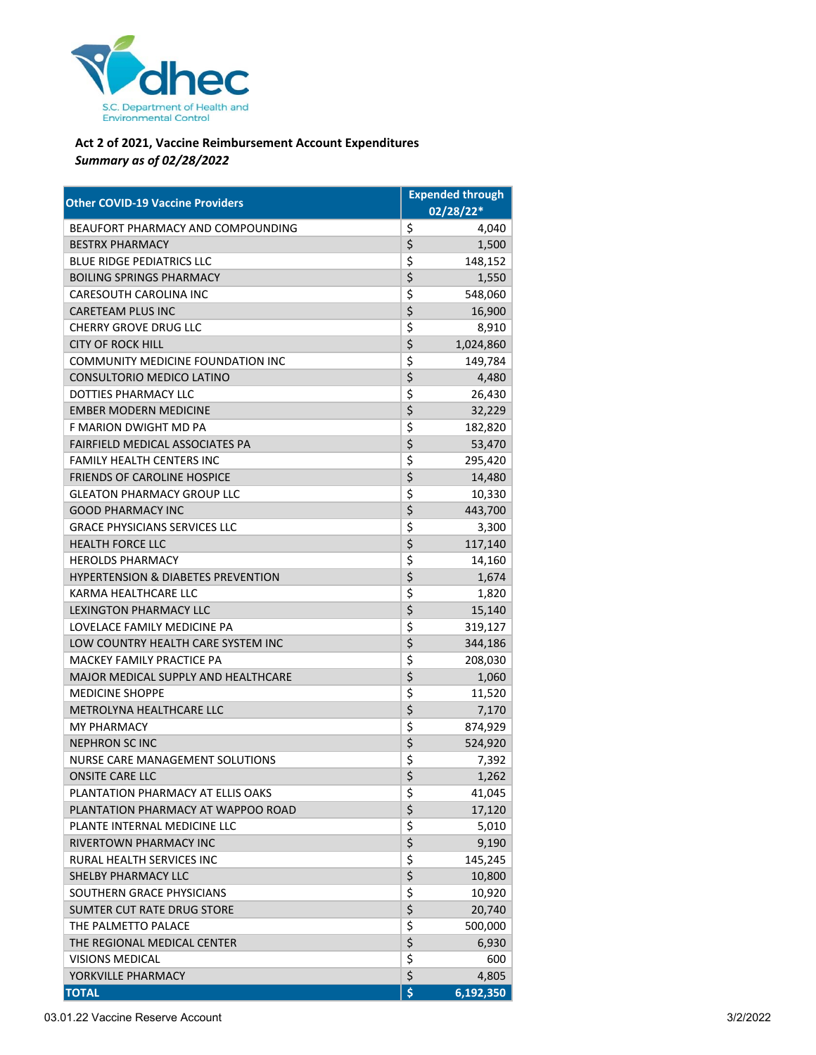S.C. Department of Health and Environmental Control

**Act 2 of 2021, Vaccine Reimbursement Account Expenditures**
***Summary as of 02/28/2022***

| Other COVID-19 Vaccine Providers | Expended through 02/28/22* |
|---|---|
| BEAUFORT PHARMACY AND COMPOUNDING | $ 4,040 |
| BESTRX PHARMACY | $ 1,500 |
| BLUE RIDGE PEDIATRICS LLC | $ 148,152 |
| BOILING SPRINGS PHARMACY | $ 1,550 |
| CARESOUTH CAROLINA INC | $ 548,060 |
| CARETEAM PLUS INC | $ 16,900 |
| CHERRY GROVE DRUG LLC | $ 8,910 |
| CITY OF ROCK HILL | $ 1,024,860 |
| COMMUNITY MEDICINE FOUNDATION INC | $ 149,784 |
| CONSULTORIO MEDICO LATINO | $ 4,480 |
| DOTTIES PHARMACY LLC | $ 26,430 |
| EMBER MODERN MEDICINE | $ 32,229 |
| F MARION DWIGHT MD PA | $ 182,820 |
| FAIRFIELD MEDICAL ASSOCIATES PA | $ 53,470 |
| FAMILY HEALTH CENTERS INC | $ 295,420 |
| FRIENDS OF CAROLINE HOSPICE | $ 14,480 |
| GLEATON PHARMACY GROUP LLC | $ 10,330 |
| GOOD PHARMACY INC | $ 443,700 |
| GRACE PHYSICIANS SERVICES LLC | $ 3,300 |
| HEALTH FORCE LLC | $ 117,140 |
| HEROLDS PHARMACY | $ 14,160 |
| HYPERTENSION & DIABETES PREVENTION | $ 1,674 |
| KARMA HEALTHCARE LLC | $ 1,820 |
| LEXINGTON PHARMACY LLC | $ 15,140 |
| LOVELACE FAMILY MEDICINE PA | $ 319,127 |
| LOW COUNTRY HEALTH CARE SYSTEM INC | $ 344,186 |
| MACKEY FAMILY PRACTICE PA | $ 208,030 |
| MAJOR MEDICAL SUPPLY AND HEALTHCARE | $ 1,060 |
| MEDICINE SHOPPE | $ 11,520 |
| METROLYNA HEALTHCARE LLC | $ 7,170 |
| MY PHARMACY | $ 874,929 |
| NEPHRON SC INC | $ 524,920 |
| NURSE CARE MANAGEMENT SOLUTIONS | $ 7,392 |
| ONSITE CARE LLC | $ 1,262 |
| PLANTATION PHARMACY AT ELLIS OAKS | $ 41,045 |
| PLANTATION PHARMACY AT WAPPOO ROAD | $ 17,120 |
| PLANTE INTERNAL MEDICINE LLC | $ 5,010 |
| RIVERTOWN PHARMACY INC | $ 9,190 |
| RURAL HEALTH SERVICES INC | $ 145,245 |
| SHELBY PHARMACY LLC | $ 10,800 |
| SOUTHERN GRACE PHYSICIANS | $ 10,920 |
| SUMTER CUT RATE DRUG STORE | $ 20,740 |
| THE PALMETTO PALACE | $ 500,000 |
| THE REGIONAL MEDICAL CENTER | $ 6,930 |
| VISIONS MEDICAL | $ 600 |
| YORKVILLE PHARMACY | $ 4,805 |
| **TOTAL** | **$ 6,192,350** |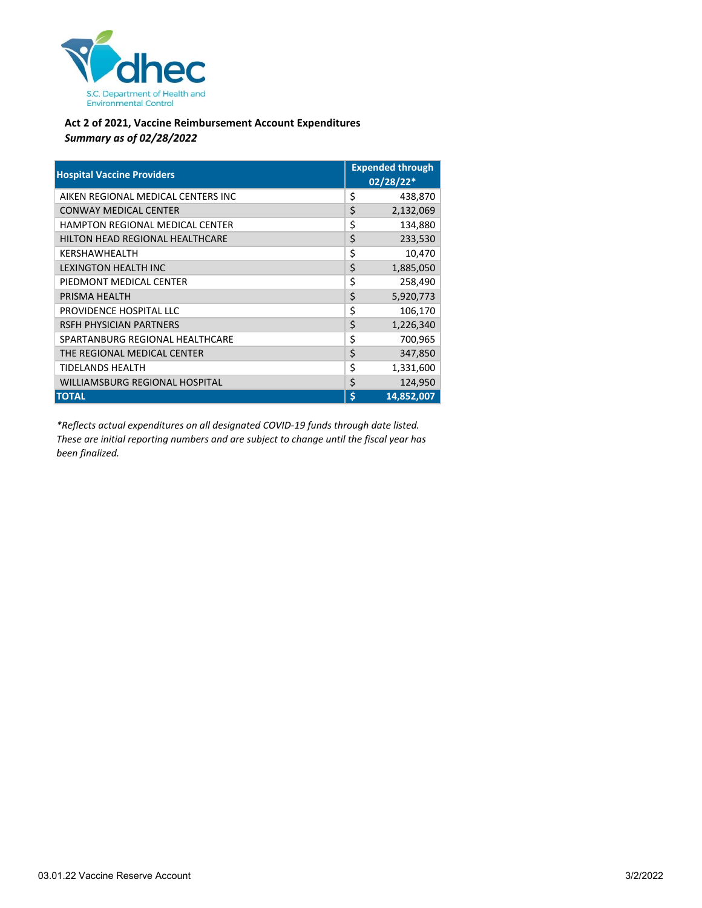**Act 2 of 2021, Vaccine Reimbursement Account Expenditures**
***Summary as of 02/28/2022***

| Hospital Vaccine Providers | Expended through 02/28/22* |
|---|---|
| AIKEN REGIONAL MEDICAL CENTERS INC | $ 438,870 |
| CONWAY MEDICAL CENTER | $ 2,132,069 |
| HAMPTON REGIONAL MEDICAL CENTER | $ 134,880 |
| HILTON HEAD REGIONAL HEALTHCARE | $ 233,530 |
| KERSHAWHEALTH | $ 10,470 |
| LEXINGTON HEALTH INC | $ 1,885,050 |
| PIEDMONT MEDICAL CENTER | $ 258,490 |
| PRISMA HEALTH | $ 5,920,773 |
| PROVIDENCE HOSPITAL LLC | $ 106,170 |
| RSFH PHYSICIAN PARTNERS | $ 1,226,340 |
| SPARTANBURG REGIONAL HEALTHCARE | $ 700,965 |
| THE REGIONAL MEDICAL CENTER | $ 347,850 |
| TIDELANDS HEALTH | $ 1,331,600 |
| WILLIAMSBURG REGIONAL HOSPITAL | $ 124,950 |
| **TOTAL** | **$ 14,852,007** |

*\*Reflects actual expenditures on all designated COVID-19 funds through date listed. These are initial reporting numbers and are subject to change until the fiscal year has been finalized.*